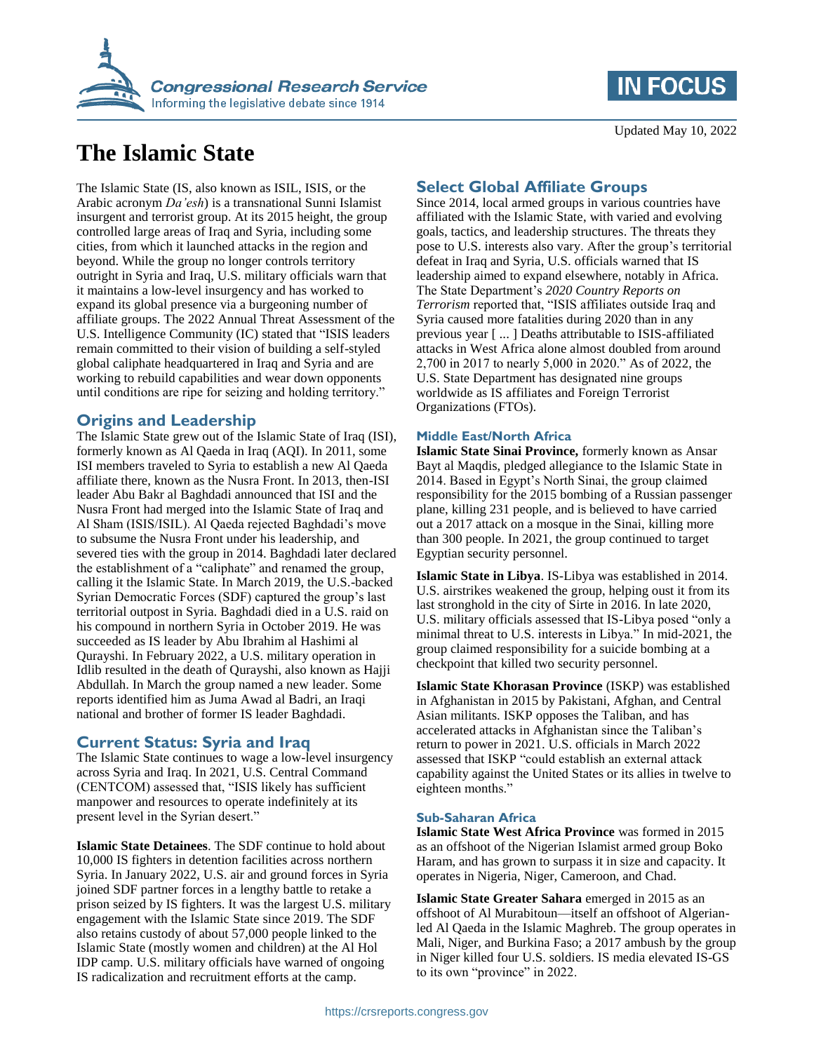Updated May 10, 2022

# The Islamic State

The Islamic State (IS, also known as ISIL, ISIS, or the Arabic acronym *Da'esh*) is a transnational Sunni Islamist insurgent and terrorist group. At its 2015 height, the group controlled large areas of Iraq and Syria, including some cities, from which it launched attacks in the region and beyond. While the group no longer controls territory outright in Syria and Iraq, U.S. military officials warn that it maintains a low-level insurgency and has worked to expand its global presence via a burgeoning number of affiliate groups. The 2022 Annual Threat Assessment of the U.S. Intelligence Community (IC) stated that "ISIS leaders remain committed to their vision of building a self-styled global caliphate headquartered in Iraq and Syria and are working to rebuild capabilities and wear down opponents until conditions are ripe for seizing and holding territory."

## Origins and Leadership

The Islamic State grew out of the Islamic State of Iraq (ISI), formerly known as Al Qaeda in Iraq (AQI). In 2011, some ISI members traveled to Syria to establish a new Al Qaeda affiliate there, known as the Nusra Front. In 2013, then-ISI leader Abu Bakr al Baghdadi announced that ISI and the Nusra Front had merged into the Islamic State of Iraq and Al Sham (ISIS/ISIL). Al Qaeda rejected Baghdadi's move to subsume the Nusra Front under his leadership, and severed ties with the group in 2014. Baghdadi later declared the establishment of a "caliphate" and renamed the group, calling it the Islamic State. In March 2019, the U.S.-backed Syrian Democratic Forces (SDF) captured the group's last territorial outpost in Syria. Baghdadi died in a U.S. raid on his compound in northern Syria in October 2019. He was succeeded as IS leader by Abu Ibrahim al Hashimi al Qurayshi. In February 2022, a U.S. military operation in Idlib resulted in the death of Qurayshi, also known as Hajji Abdullah. In March the group named a new leader. Some reports identified him as Juma Awad al Badri, an Iraqi national and brother of former IS leader Baghdadi.

## Current Status: Syria and Iraq

The Islamic State continues to wage a low-level insurgency across Syria and Iraq. In 2021, U.S. Central Command (CENTCOM) assessed that, "ISIS likely has sufficient manpower and resources to operate indefinitely at its present level in the Syrian desert."

**Islamic State Detainees**. The SDF continue to hold about 10,000 IS fighters in detention facilities across northern Syria. In January 2022, U.S. air and ground forces in Syria joined SDF partner forces in a lengthy battle to retake a prison seized by IS fighters. It was the largest U.S. military engagement with the Islamic State since 2019. The SDF also retains custody of about 57,000 people linked to the Islamic State (mostly women and children) at the Al Hol IDP camp. U.S. military officials have warned of ongoing IS radicalization and recruitment efforts at the camp.

## Select Global Affiliate Groups

Since 2014, local armed groups in various countries have affiliated with the Islamic State, with varied and evolving goals, tactics, and leadership structures. The threats they pose to U.S. interests also vary. After the group's territorial defeat in Iraq and Syria, U.S. officials warned that IS leadership aimed to expand elsewhere, notably in Africa. The State Department's *2020 Country Reports on Terrorism* reported that, "ISIS affiliates outside Iraq and Syria caused more fatalities during 2020 than in any previous year [ ... ] Deaths attributable to ISIS-affiliated attacks in West Africa alone almost doubled from around 2,700 in 2017 to nearly 5,000 in 2020." As of 2022, the U.S. State Department has designated nine groups worldwide as IS affiliates and Foreign Terrorist Organizations (FTOs).

### Middle East/North Africa

**Islamic State Sinai Province,** formerly known as Ansar Bayt al Maqdis, pledged allegiance to the Islamic State in 2014. Based in Egypt's North Sinai, the group claimed responsibility for the 2015 bombing of a Russian passenger plane, killing 231 people, and is believed to have carried out a 2017 attack on a mosque in the Sinai, killing more than 300 people. In 2021, the group continued to target Egyptian security personnel.

**Islamic State in Libya**. IS-Libya was established in 2014. U.S. airstrikes weakened the group, helping oust it from its last stronghold in the city of Sirte in 2016. In late 2020, U.S. military officials assessed that IS-Libya posed "only a minimal threat to U.S. interests in Libya." In mid-2021, the group claimed responsibility for a suicide bombing at a checkpoint that killed two security personnel.

**Islamic State Khorasan Province** (ISKP) was established in Afghanistan in 2015 by Pakistani, Afghan, and Central Asian militants. ISKP opposes the Taliban, and has accelerated attacks in Afghanistan since the Taliban's return to power in 2021. U.S. officials in March 2022 assessed that ISKP "could establish an external attack capability against the United States or its allies in twelve to eighteen months."

### Sub-Saharan Africa

**Islamic State West Africa Province** was formed in 2015 as an offshoot of the Nigerian Islamist armed group Boko Haram, and has grown to surpass it in size and capacity. It operates in Nigeria, Niger, Cameroon, and Chad.

**Islamic State Greater Sahara** emerged in 2015 as an offshoot of Al Murabitoun—itself an offshoot of Algerian-led Al Qaeda in the Islamic Maghreb. The group operates in Mali, Niger, and Burkina Faso; a 2017 ambush by the group in Niger killed four U.S. soldiers. IS media elevated IS-GS to its own "province" in 2022.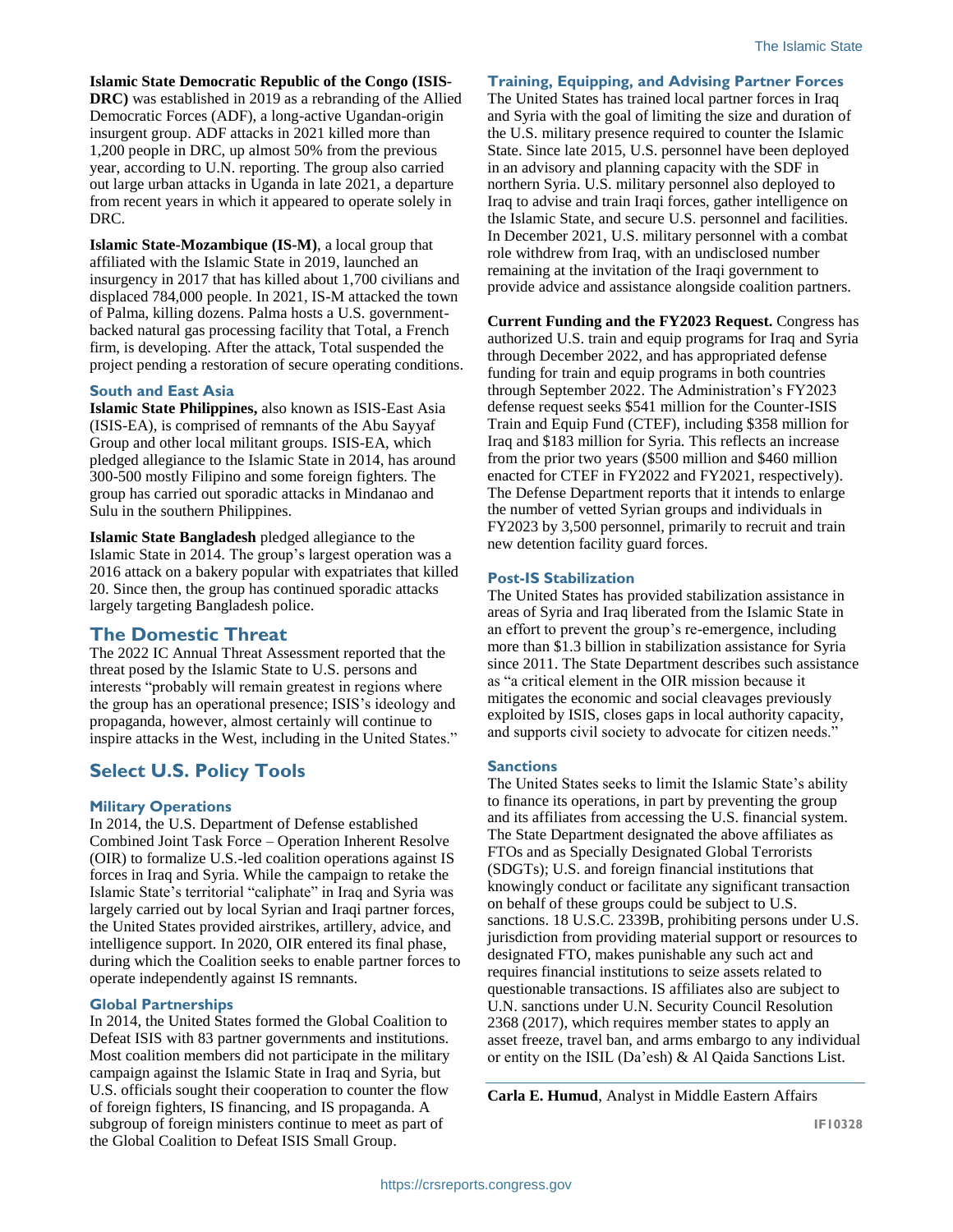**Islamic State Democratic Republic of the Congo (ISIS-DRC)** was established in 2019 as a rebranding of the Allied Democratic Forces (ADF), a long-active Ugandan-origin insurgent group. ADF attacks in 2021 killed more than 1,200 people in DRC, up almost 50% from the previous year, according to U.N. reporting. The group also carried out large urban attacks in Uganda in late 2021, a departure from recent years in which it appeared to operate solely in DRC.

**Islamic State-Mozambique (IS-M)**, a local group that affiliated with the Islamic State in 2019, launched an insurgency in 2017 that has killed about 1,700 civilians and displaced 784,000 people. In 2021, IS-M attacked the town of Palma, killing dozens. Palma hosts a U.S. government-backed natural gas processing facility that Total, a French firm, is developing. After the attack, Total suspended the project pending a restoration of secure operating conditions.

### South and East Asia

**Islamic State Philippines,** also known as ISIS-East Asia (ISIS-EA), is comprised of remnants of the Abu Sayyaf Group and other local militant groups. ISIS-EA, which pledged allegiance to the Islamic State in 2014, has around 300-500 mostly Filipino and some foreign fighters. The group has carried out sporadic attacks in Mindanao and Sulu in the southern Philippines.

**Islamic State Bangladesh** pledged allegiance to the Islamic State in 2014. The group's largest operation was a 2016 attack on a bakery popular with expatriates that killed 20. Since then, the group has continued sporadic attacks largely targeting Bangladesh police.

## The Domestic Threat

The 2022 IC Annual Threat Assessment reported that the threat posed by the Islamic State to U.S. persons and interests "probably will remain greatest in regions where the group has an operational presence; ISIS's ideology and propaganda, however, almost certainly will continue to inspire attacks in the West, including in the United States."

## Select U.S. Policy Tools

### Military Operations

In 2014, the U.S. Department of Defense established Combined Joint Task Force – Operation Inherent Resolve (OIR) to formalize U.S.-led coalition operations against IS forces in Iraq and Syria. While the campaign to retake the Islamic State's territorial "caliphate" in Iraq and Syria was largely carried out by local Syrian and Iraqi partner forces, the United States provided airstrikes, artillery, advice, and intelligence support. In 2020, OIR entered its final phase, during which the Coalition seeks to enable partner forces to operate independently against IS remnants.

### Global Partnerships

In 2014, the United States formed the Global Coalition to Defeat ISIS with 83 partner governments and institutions. Most coalition members did not participate in the military campaign against the Islamic State in Iraq and Syria, but U.S. officials sought their cooperation to counter the flow of foreign fighters, IS financing, and IS propaganda. A subgroup of foreign ministers continue to meet as part of the Global Coalition to Defeat ISIS Small Group.

### Training, Equipping, and Advising Partner Forces

The United States has trained local partner forces in Iraq and Syria with the goal of limiting the size and duration of the U.S. military presence required to counter the Islamic State. Since late 2015, U.S. personnel have been deployed in an advisory and planning capacity with the SDF in northern Syria. U.S. military personnel also deployed to Iraq to advise and train Iraqi forces, gather intelligence on the Islamic State, and secure U.S. personnel and facilities. In December 2021, U.S. military personnel with a combat role withdrew from Iraq, with an undisclosed number remaining at the invitation of the Iraqi government to provide advice and assistance alongside coalition partners.

**Current Funding and the FY2023 Request.** Congress has authorized U.S. train and equip programs for Iraq and Syria through December 2022, and has appropriated defense funding for train and equip programs in both countries through September 2022. The Administration's FY2023 defense request seeks $541 million for the Counter-ISIS Train and Equip Fund (CTEF), including $358 million for Iraq and $183 million for Syria. This reflects an increase from the prior two years ($500 million and $460 million enacted for CTEF in FY2022 and FY2021, respectively). The Defense Department reports that it intends to enlarge the number of vetted Syrian groups and individuals in FY2023 by 3,500 personnel, primarily to recruit and train new detention facility guard forces.

### Post-IS Stabilization

The United States has provided stabilization assistance in areas of Syria and Iraq liberated from the Islamic State in an effort to prevent the group's re-emergence, including more than $1.3 billion in stabilization assistance for Syria since 2011. The State Department describes such assistance as "a critical element in the OIR mission because it mitigates the economic and social cleavages previously exploited by ISIS, closes gaps in local authority capacity, and supports civil society to advocate for citizen needs."

### Sanctions

The United States seeks to limit the Islamic State's ability to finance its operations, in part by preventing the group and its affiliates from accessing the U.S. financial system. The State Department designated the above affiliates as FTOs and as Specially Designated Global Terrorists (SDGTs); U.S. and foreign financial institutions that knowingly conduct or facilitate any significant transaction on behalf of these groups could be subject to U.S. sanctions. 18 U.S.C. 2339B, prohibiting persons under U.S. jurisdiction from providing material support or resources to designated FTO, makes punishable any such act and requires financial institutions to seize assets related to questionable transactions. IS affiliates also are subject to U.N. sanctions under U.N. Security Council Resolution 2368 (2017), which requires member states to apply an asset freeze, travel ban, and arms embargo to any individual or entity on the ISIL (Da'esh) & Al Qaida Sanctions List.

**Carla E. Humud**, Analyst in Middle Eastern Affairs

IF10328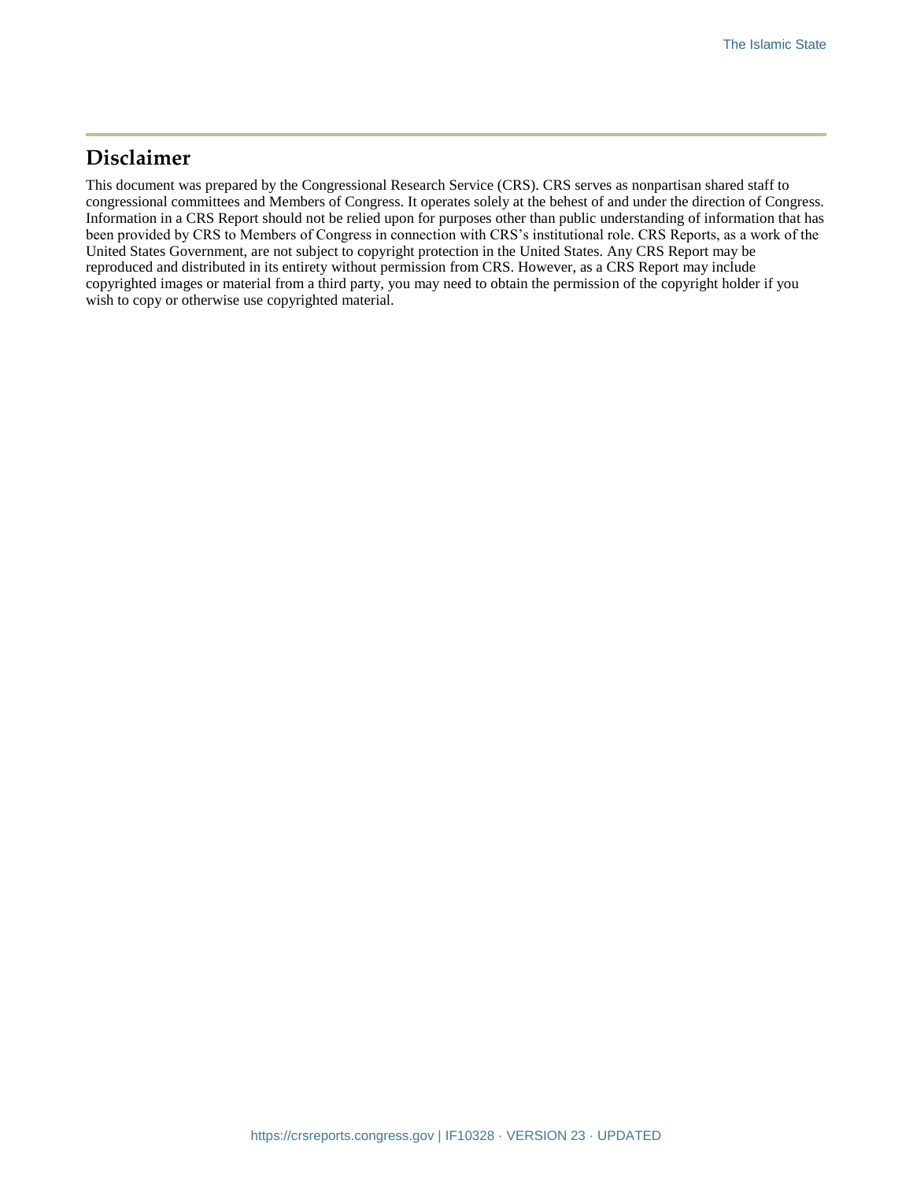## Disclaimer

This document was prepared by the Congressional Research Service (CRS). CRS serves as nonpartisan shared staff to congressional committees and Members of Congress. It operates solely at the behest of and under the direction of Congress. Information in a CRS Report should not be relied upon for purposes other than public understanding of information that has been provided by CRS to Members of Congress in connection with CRS's institutional role. CRS Reports, as a work of the United States Government, are not subject to copyright protection in the United States. Any CRS Report may be reproduced and distributed in its entirety without permission from CRS. However, as a CRS Report may include copyrighted images or material from a third party, you may need to obtain the permission of the copyright holder if you wish to copy or otherwise use copyrighted material.